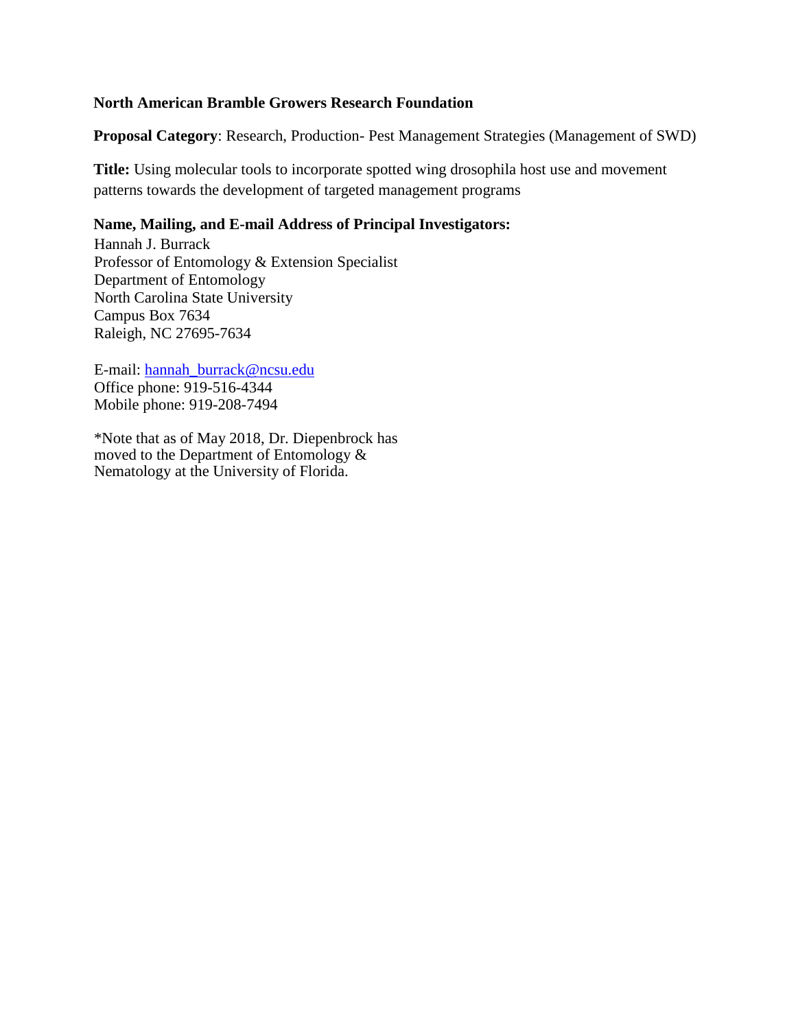**North American Bramble Growers Research Foundation**

**Proposal Category**: Research, Production- Pest Management Strategies (Management of SWD)

**Title:** Using molecular tools to incorporate spotted wing drosophila host use and movement patterns towards the development of targeted management programs

**Name, Mailing, and E-mail Address of Principal Investigators:**

Hannah J. Burrack
Professor of Entomology & Extension Specialist
Department of Entomology
North Carolina State University
Campus Box 7634
Raleigh, NC 27695-7634

E-mail: hannah_burrack@ncsu.edu
Office phone: 919-516-4344
Mobile phone: 919-208-7494

*Note that as of May 2018, Dr. Diepenbrock has moved to the Department of Entomology & Nematology at the University of Florida.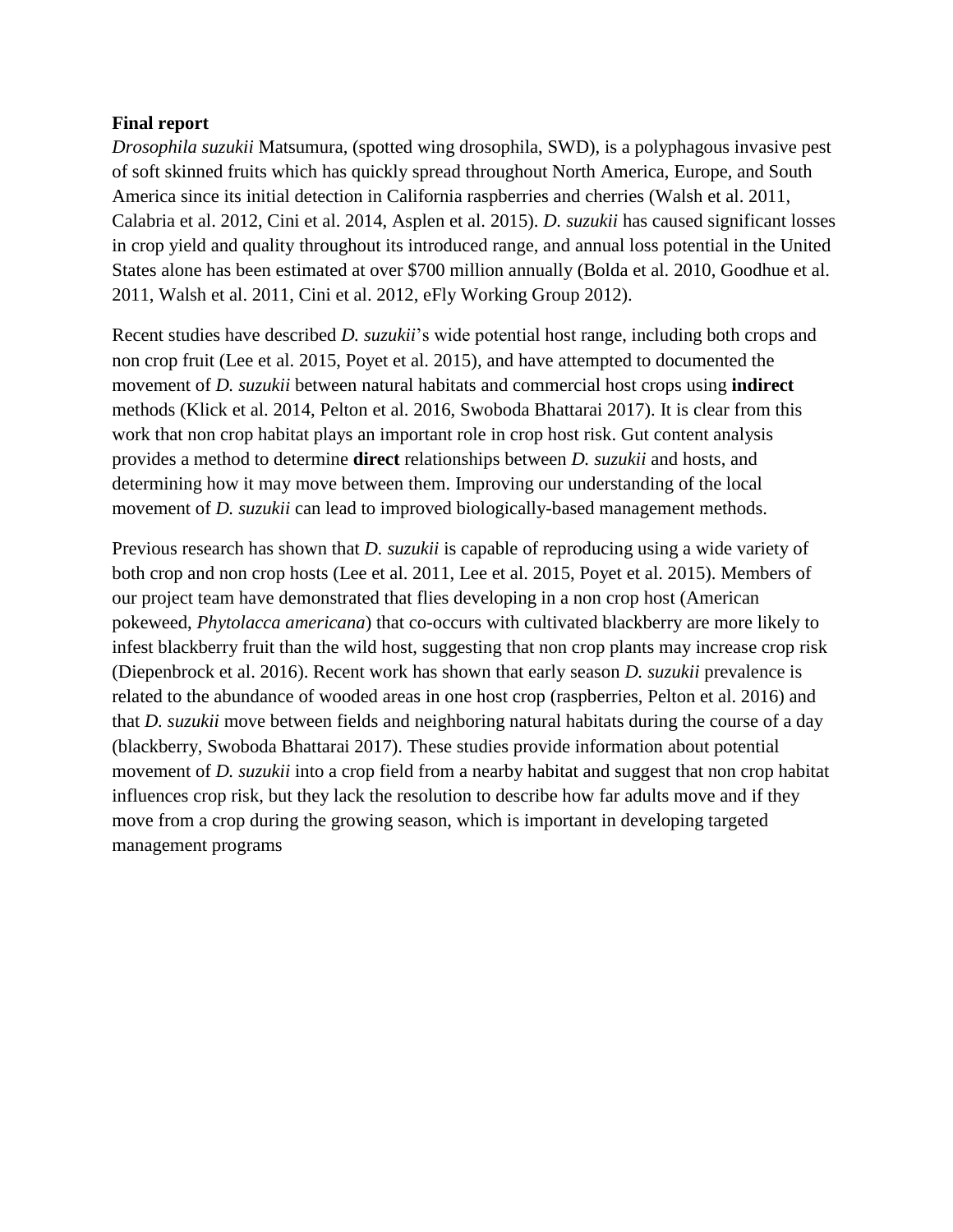**Final report**

*Drosophila suzukii* Matsumura, (spotted wing drosophila, SWD), is a polyphagous invasive pest of soft skinned fruits which has quickly spread throughout North America, Europe, and South America since its initial detection in California raspberries and cherries (Walsh et al. 2011, Calabria et al. 2012, Cini et al. 2014, Asplen et al. 2015). *D. suzukii* has caused significant losses in crop yield and quality throughout its introduced range, and annual loss potential in the United States alone has been estimated at over $700 million annually (Bolda et al. 2010, Goodhue et al. 2011, Walsh et al. 2011, Cini et al. 2012, eFly Working Group 2012).

Recent studies have described *D. suzukii*'s wide potential host range, including both crops and non crop fruit (Lee et al. 2015, Poyet et al. 2015), and have attempted to documented the movement of *D. suzukii* between natural habitats and commercial host crops using **indirect** methods (Klick et al. 2014, Pelton et al. 2016, Swoboda Bhattarai 2017). It is clear from this work that non crop habitat plays an important role in crop host risk. Gut content analysis provides a method to determine **direct** relationships between *D. suzukii* and hosts, and determining how it may move between them. Improving our understanding of the local movement of *D. suzukii* can lead to improved biologically-based management methods.

Previous research has shown that *D. suzukii* is capable of reproducing using a wide variety of both crop and non crop hosts (Lee et al. 2011, Lee et al. 2015, Poyet et al. 2015). Members of our project team have demonstrated that flies developing in a non crop host (American pokeweed, *Phytolacca americana*) that co-occurs with cultivated blackberry are more likely to infest blackberry fruit than the wild host, suggesting that non crop plants may increase crop risk (Diepenbrock et al. 2016). Recent work has shown that early season *D. suzukii* prevalence is related to the abundance of wooded areas in one host crop (raspberries, Pelton et al. 2016) and that *D. suzukii* move between fields and neighboring natural habitats during the course of a day (blackberry, Swoboda Bhattarai 2017). These studies provide information about potential movement of *D. suzukii* into a crop field from a nearby habitat and suggest that non crop habitat influences crop risk, but they lack the resolution to describe how far adults move and if they move from a crop during the growing season, which is important in developing targeted management programs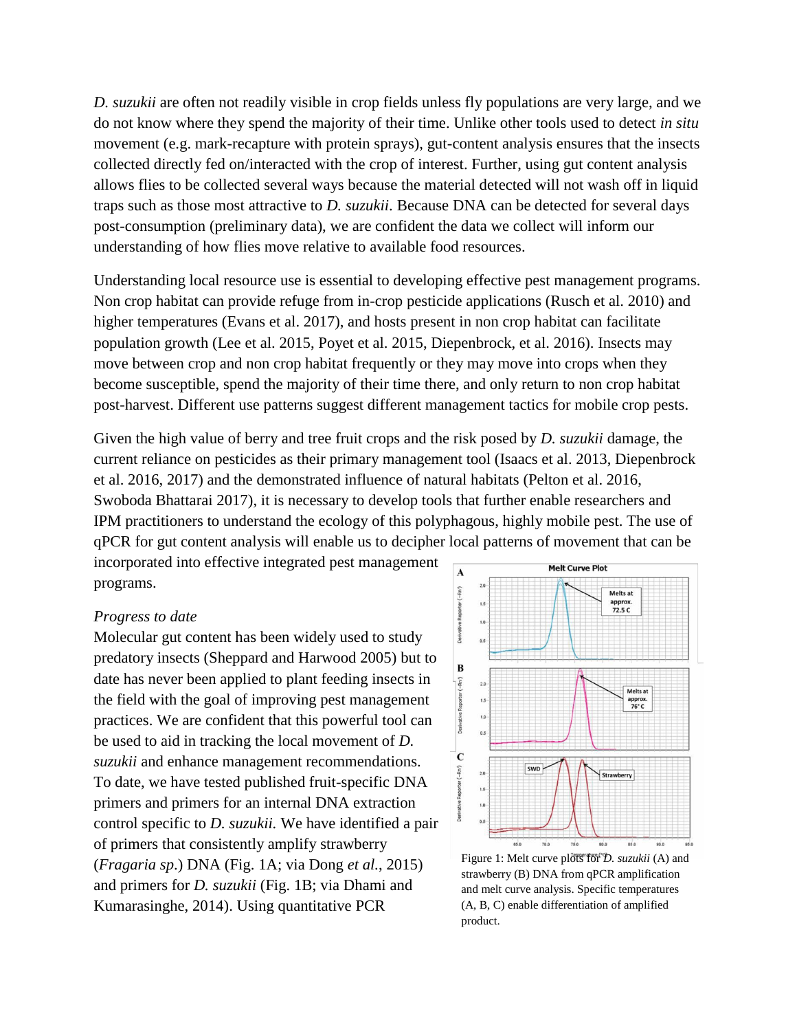*D. suzukii* are often not readily visible in crop fields unless fly populations are very large, and we do not know where they spend the majority of their time. Unlike other tools used to detect *in situ* movement (e.g. mark-recapture with protein sprays), gut-content analysis ensures that the insects collected directly fed on/interacted with the crop of interest. Further, using gut content analysis allows flies to be collected several ways because the material detected will not wash off in liquid traps such as those most attractive to *D. suzukii*. Because DNA can be detected for several days post-consumption (preliminary data), we are confident the data we collect will inform our understanding of how flies move relative to available food resources.

Understanding local resource use is essential to developing effective pest management programs. Non crop habitat can provide refuge from in-crop pesticide applications (Rusch et al. 2010) and higher temperatures (Evans et al. 2017), and hosts present in non crop habitat can facilitate population growth (Lee et al. 2015, Poyet et al. 2015, Diepenbrock, et al. 2016). Insects may move between crop and non crop habitat frequently or they may move into crops when they become susceptible, spend the majority of their time there, and only return to non crop habitat post-harvest. Different use patterns suggest different management tactics for mobile crop pests.

Given the high value of berry and tree fruit crops and the risk posed by *D. suzukii* damage, the current reliance on pesticides as their primary management tool (Isaacs et al. 2013, Diepenbrock et al. 2016, 2017) and the demonstrated influence of natural habitats (Pelton et al. 2016, Swoboda Bhattarai 2017), it is necessary to develop tools that further enable researchers and IPM practitioners to understand the ecology of this polyphagous, highly mobile pest. The use of qPCR for gut content analysis will enable us to decipher local patterns of movement that can be incorporated into effective integrated pest management programs.

*Progress to date*

Molecular gut content has been widely used to study predatory insects (Sheppard and Harwood 2005) but to date has never been applied to plant feeding insects in the field with the goal of improving pest management practices. We are confident that this powerful tool can be used to aid in tracking the local movement of *D. suzukii* and enhance management recommendations. To date, we have tested published fruit-specific DNA primers and primers for an internal DNA extraction control specific to *D. suzukii.* We have identified a pair of primers that consistently amplify strawberry (*Fragaria sp.*) DNA (Fig. 1A; via Dong *et al.*, 2015) and primers for *D. suzukii* (Fig. 1B; via Dhami and Kumarasinghe, 2014). Using quantitative PCR

Figure 1: Melt curve plots for *D. suzukii* (A) and strawberry (B) DNA from qPCR amplification and melt curve analysis. Specific temperatures (A, B, C) enable differentiation of amplified product.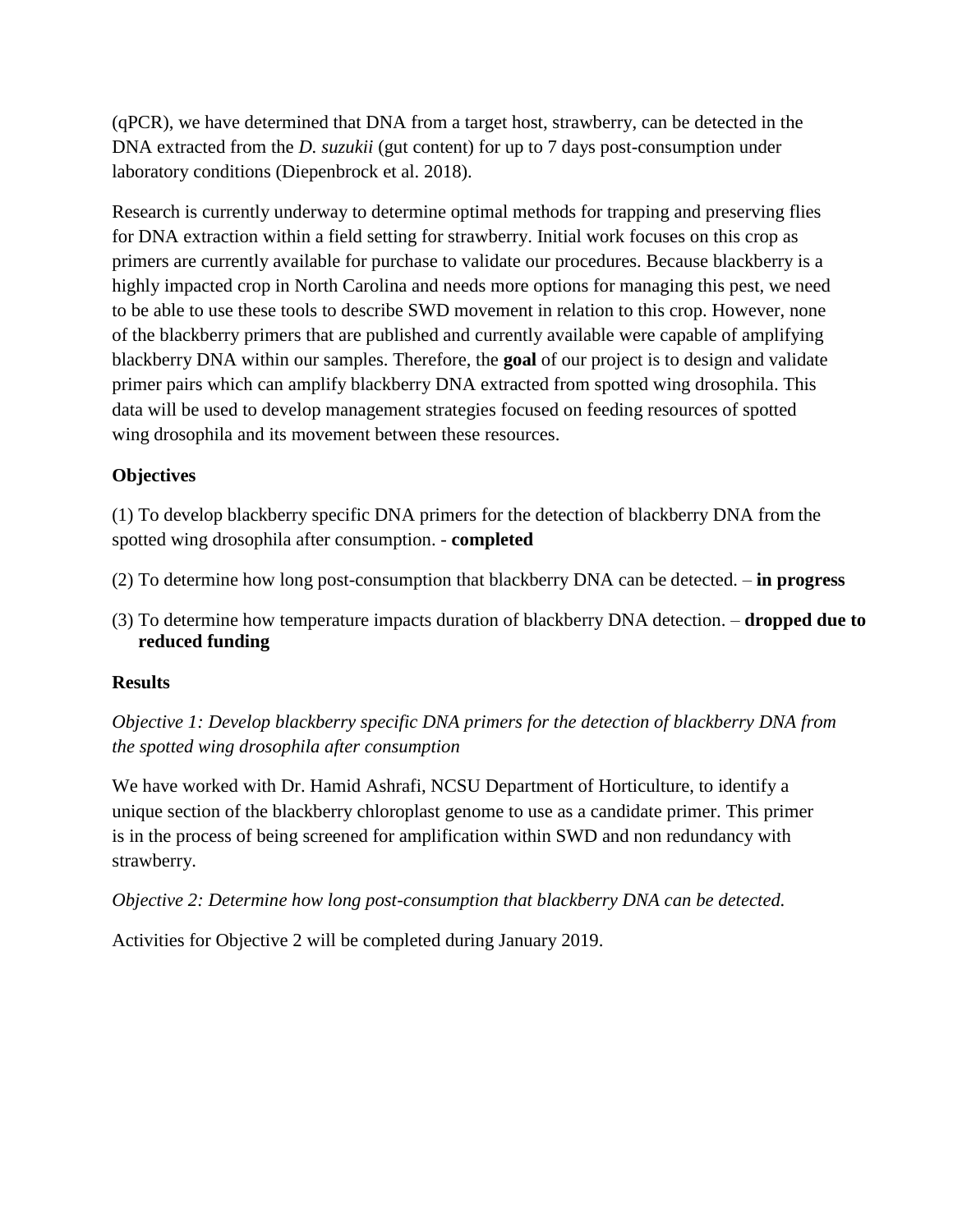(qPCR), we have determined that DNA from a target host, strawberry, can be detected in the DNA extracted from the *D. suzukii* (gut content) for up to 7 days post-consumption under laboratory conditions (Diepenbrock et al. 2018).

Research is currently underway to determine optimal methods for trapping and preserving flies for DNA extraction within a field setting for strawberry. Initial work focuses on this crop as primers are currently available for purchase to validate our procedures. Because blackberry is a highly impacted crop in North Carolina and needs more options for managing this pest, we need to be able to use these tools to describe SWD movement in relation to this crop. However, none of the blackberry primers that are published and currently available were capable of amplifying blackberry DNA within our samples. Therefore, the **goal** of our project is to design and validate primer pairs which can amplify blackberry DNA extracted from spotted wing drosophila. This data will be used to develop management strategies focused on feeding resources of spotted wing drosophila and its movement between these resources.

**Objectives**

(1) To develop blackberry specific DNA primers for the detection of blackberry DNA from the spotted wing drosophila after consumption. - **completed**

(2) To determine how long post-consumption that blackberry DNA can be detected. – **in progress**

(3) To determine how temperature impacts duration of blackberry DNA detection. – **dropped due to reduced funding**

**Results**

*Objective 1: Develop blackberry specific DNA primers for the detection of blackberry DNA from the spotted wing drosophila after consumption*

We have worked with Dr. Hamid Ashrafi, NCSU Department of Horticulture, to identify a unique section of the blackberry chloroplast genome to use as a candidate primer. This primer is in the process of being screened for amplification within SWD and non redundancy with strawberry.

*Objective 2: Determine how long post-consumption that blackberry DNA can be detected.*

Activities for Objective 2 will be completed during January 2019.